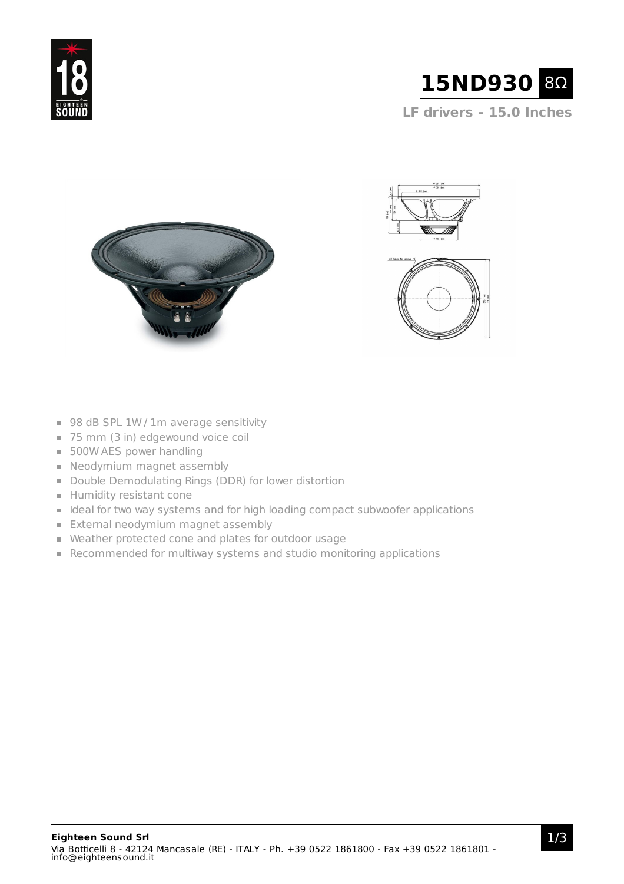# 15ND930 8Ω

## LF drivers - 15.0 Inches

- 98 dB SPL 1W / 1m average sensitivity
- 75 mm (3 in) edgewound voice coil
- 500W AES power handling
- Neodymium magnet assembly
- Double Demodulating Rings (DDR) for lower distortion
- Humidity resistant cone
- Ideal for two way systems and for high loading compact subwoofer applications
- External neodymium magnet assembly
- Weather protected cone and plates for outdoor usage
- Recommended for multiway systems and studio monitoring applications

**Eighteen Sound Srl**
Via Botticelli 8 - 42124 Mancasale (RE) - ITALY - Ph. +39 0522 1861800 - Fax +39 0522 1861801 - info@eighteensound.it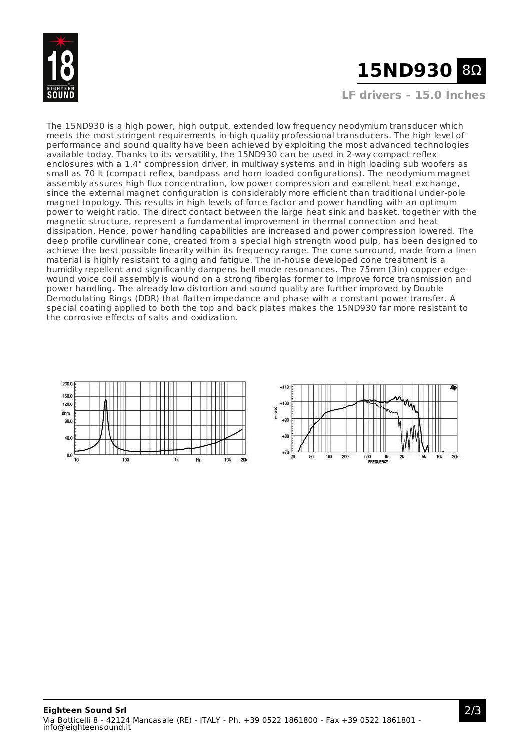# 15ND930 8Ω

**LF drivers - 15.0 Inches**

The 15ND930 is a high power, high output, extended low frequency neodymium transducer which meets the most stringent requirements in high quality professional transducers. The high level of performance and sound quality have been achieved by exploiting the most advanced technologies available today. Thanks to its versatility, the 15ND930 can be used in 2-way compact reflex enclosures with a 1.4" compression driver, in multiway systems and in high loading sub woofers as small as 70 lt (compact reflex, bandpass and horn loaded configurations). The neodymium magnet assembly assures high flux concentration, low power compression and excellent heat exchange, since the external magnet configuration is considerably more efficient than traditional under-pole magnet topology. This results in high levels of force factor and power handling with an optimum power to weight ratio. The direct contact between the large heat sink and basket, together with the magnetic structure, represent a fundamental improvement in thermal connection and heat dissipation. Hence, power handling capabilities are increased and power compression lowered. The deep profile curvilinear cone, created from a special high strength wood pulp, has been designed to achieve the best possible linearity within its frequency range. The cone surround, made from a linen material is highly resistant to aging and fatigue. The in-house developed cone treatment is a humidity repellent and significantly dampens bell mode resonances. The 75mm (3in) copper edge-wound voice coil assembly is wound on a strong fiberglas former to improve force transmission and power handling. The already low distortion and sound quality are further improved by Double Demodulating Rings (DDR) that flatten impedance and phase with a constant power transfer. A special coating applied to both the top and back plates makes the 15ND930 far more resistant to the corrosive effects of salts and oxidization.

**Eighteen Sound Srl**
Via Botticelli 8 - 42124 Mancasale (RE) - ITALY - Ph. +39 0522 1861800 - Fax +39 0522 1861801 - info@eighteensound.it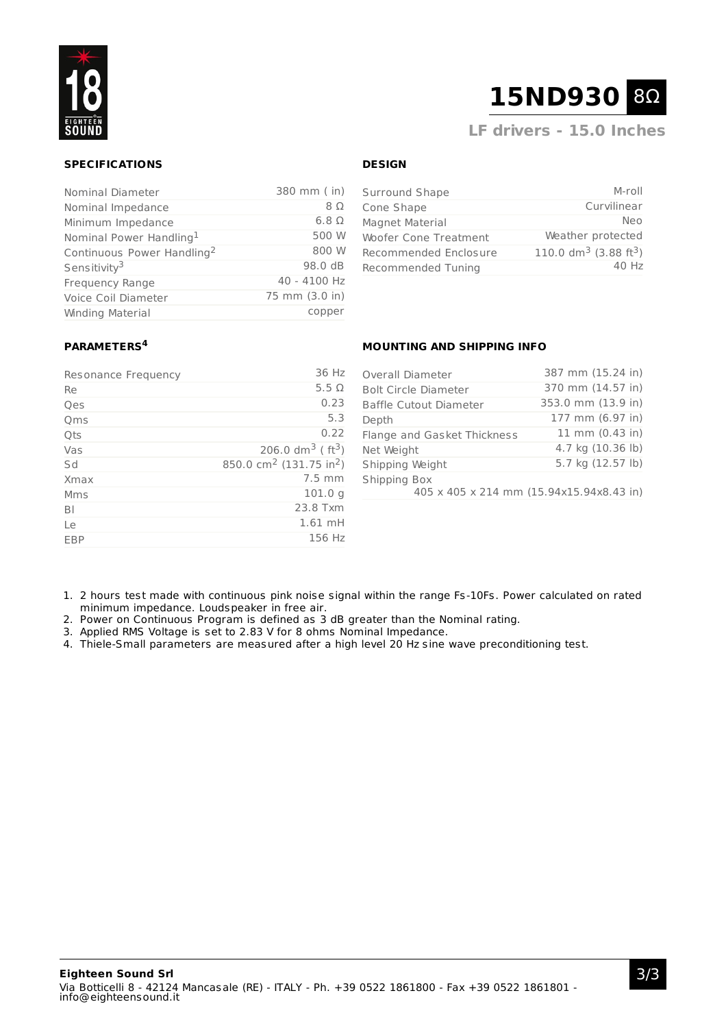# 15ND930 8Ω

## LF drivers - 15.0 Inches

### SPECIFICATIONS

| | |
|---|---|
| Nominal Diameter | 380 mm ( in) |
| Nominal Impedance | 8 Ω |
| Minimum Impedance | 6.8 Ω |
| Nominal Power Handling[1] | 500 W |
| Continuous Power Handling[2] | 800 W |
| Sensitivity[3] | 98.0 dB |
| Frequency Range | 40 - 4100 Hz |
| Voice Coil Diameter | 75 mm (3.0 in) |
| Winding Material | copper |

### DESIGN

| | |
|---|---|
| Surround Shape | M-roll |
| Cone Shape | Curvilinear |
| Magnet Material | Neo |
| Woofer Cone Treatment | Weather protected |
| Recommended Enclosure | 110.0 $dm^3$ (3.88 $ft^3$) |
| Recommended Tuning | 40 Hz |

### PARAMETERS[4]

| | |
|---|---|
| Resonance Frequency | 36 Hz |
| Re | 5.5 Ω |
| Qes | 0.23 |
| Qms | 5.3 |
| Qts | 0.22 |
| Vas | 206.0 $dm^3$ ( $ft^3$) |
| Sd | 850.0 $cm^2$ (131.75 $in^2$) |
| Xmax | 7.5 mm |
| Mms | 101.0 g |
| Bl | 23.8 Txm |
| Le | 1.61 mH |
| EBP | 156 Hz |

### MOUNTING AND SHIPPING INFO

| | |
|---|---|
| Overall Diameter | 387 mm (15.24 in) |
| Bolt Circle Diameter | 370 mm (14.57 in) |
| Baffle Cutout Diameter | 353.0 mm (13.9 in) |
| Depth | 177 mm (6.97 in) |
| Flange and Gasket Thickness | 11 mm (0.43 in) |
| Net Weight | 4.7 kg (10.36 lb) |
| Shipping Weight | 5.7 kg (12.57 lb) |
| Shipping Box | 405 x 405 x 214 mm (15.94x15.94x8.43 in) |

1. 2 hours test made with continuous pink noise signal within the range Fs-10Fs. Power calculated on rated minimum impedance. Loudspeaker in free air.
2. Power on Continuous Program is defined as 3 dB greater than the Nominal rating.
3. Applied RMS Voltage is set to 2.83 V for 8 ohms Nominal Impedance.
4. Thiele-Small parameters are measured after a high level 20 Hz sine wave preconditioning test.

**Eighteen Sound Srl**
Via Botticelli 8 - 42124 Mancasale (RE) - ITALY - Ph. +39 0522 1861800 - Fax +39 0522 1861801 - info@eighteensound.it